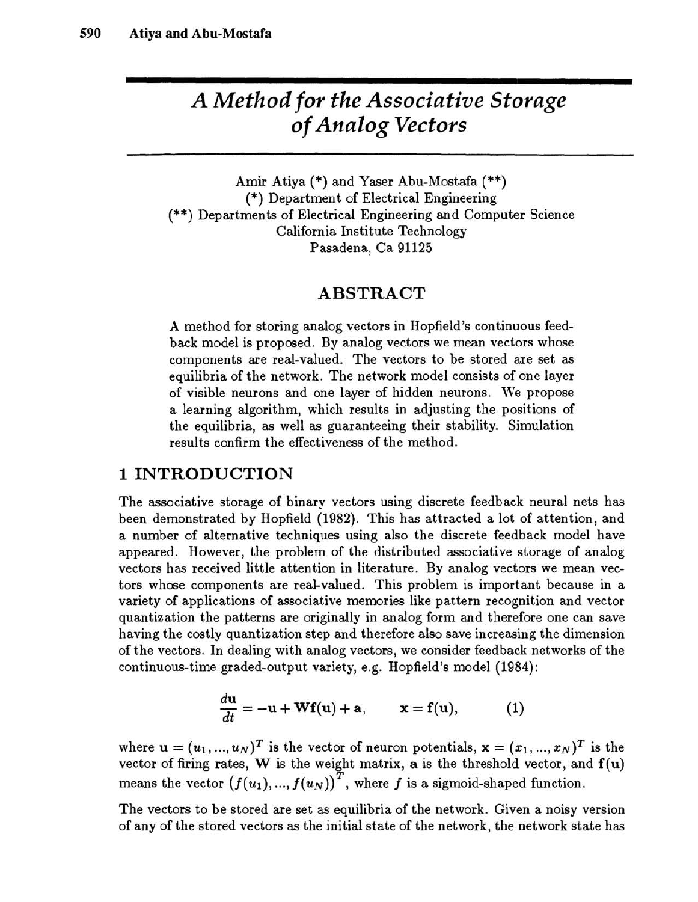# *A Method for the Associative Storage of Analog Vectors*

Amir Atiya (\*) and Yaser Abu-Mostafa (\*\*)
(\*) Department of Electrical Engineering
(\*\*) Departments of Electrical Engineering and Computer Science
California Institute Technology
Pasadena, Ca 91125

## ABSTRACT

A method for storing analog vectors in Hopfield's continuous feedback model is proposed. By analog vectors we mean vectors whose components are real-valued. The vectors to be stored are set as equilibria of the network. The network model consists of one layer of visible neurons and one layer of hidden neurons. We propose a learning algorithm, which results in adjusting the positions of the equilibria, as well as guaranteeing their stability. Simulation results confirm the effectiveness of the method.

## 1 INTRODUCTION

The associative storage of binary vectors using discrete feedback neural nets has been demonstrated by Hopfield (1982). This has attracted a lot of attention, and a number of alternative techniques using also the discrete feedback model have appeared. However, the problem of the distributed associative storage of analog vectors has received little attention in literature. By analog vectors we mean vectors whose components are real-valued. This problem is important because in a variety of applications of associative memories like pattern recognition and vector quantization the patterns are originally in analog form and therefore one can save having the costly quantization step and therefore also save increasing the dimension of the vectors. In dealing with analog vectors, we consider feedback networks of the continuous-time graded-output variety, e.g. Hopfield's model (1984):

$$\frac{d\mathbf{u}}{dt} = -\mathbf{u} + \mathbf{W}\mathbf{f}(\mathbf{u}) + \mathbf{a}, \qquad \mathbf{x} = \mathbf{f}(\mathbf{u}), \qquad (1)$$

where $\mathbf{u} = (u_1, ..., u_N)^T$ is the vector of neuron potentials, $\mathbf{x} = (x_1, ..., x_N)^T$ is the vector of firing rates, $\mathbf{W}$ is the weight matrix, $\mathbf{a}$ is the threshold vector, and $\mathbf{f}(\mathbf{u})$ means the vector $\left(f(u_1), ..., f(u_N)\right)^T$, where $f$ is a sigmoid-shaped function.

The vectors to be stored are set as equilibria of the network. Given a noisy version of any of the stored vectors as the initial state of the network, the network state has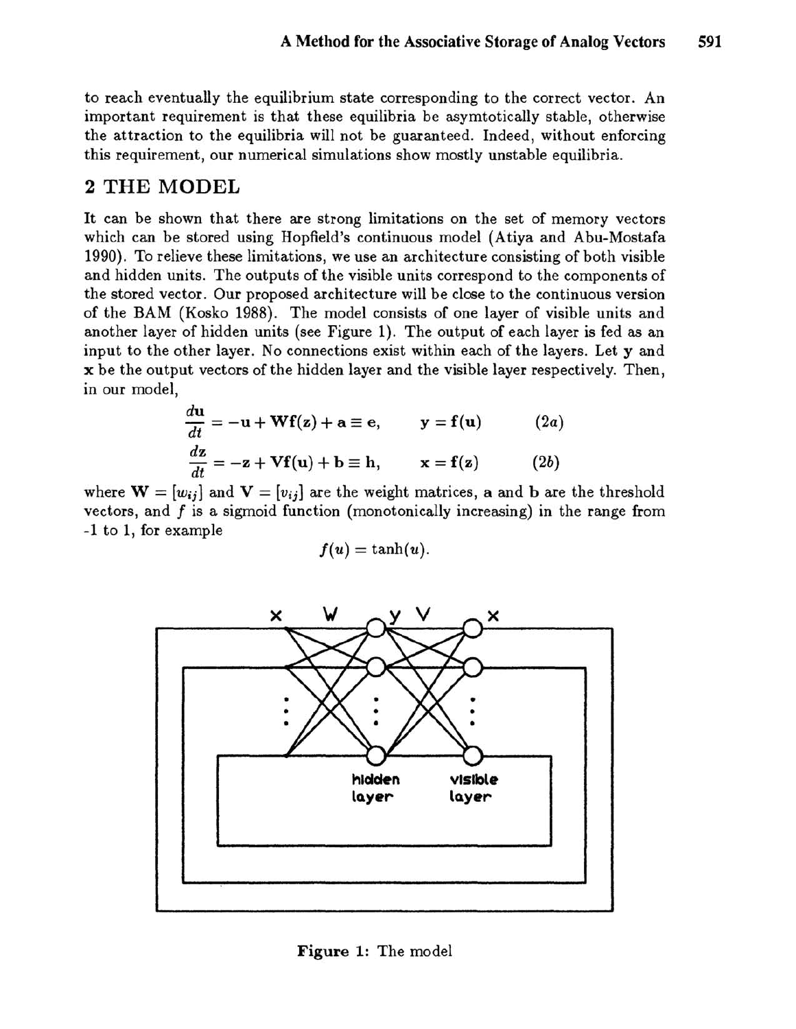to reach eventually the equilibrium state corresponding to the correct vector. An important requirement is that these equilibria be asymtotically stable, otherwise the attraction to the equilibria will not be guaranteed. Indeed, without enforcing this requirement, our numerical simulations show mostly unstable equilibria.

## 2 THE MODEL

It can be shown that there are strong limitations on the set of memory vectors which can be stored using Hopfield's continuous model (Atiya and Abu-Mostafa 1990). To relieve these limitations, we use an architecture consisting of both visible and hidden units. The outputs of the visible units correspond to the components of the stored vector. Our proposed architecture will be close to the continuous version of the BAM (Kosko 1988). The model consists of one layer of visible units and another layer of hidden units (see Figure 1). The output of each layer is fed as an input to the other layer. No connections exist within each of the layers. Let $\mathbf{y}$ and $\mathbf{x}$ be the output vectors of the hidden layer and the visible layer respectively. Then, in our model,

$$\frac{d\mathbf{u}}{dt} = -\mathbf{u} + \mathbf{W}\mathbf{f}(\mathbf{z}) + \mathbf{a} \equiv \mathbf{e}, \qquad \mathbf{y} = \mathbf{f}(\mathbf{u}) \qquad (2a)$$

$$\frac{d\mathbf{z}}{dt} = -\mathbf{z} + \mathbf{V}\mathbf{f}(\mathbf{u}) + \mathbf{b} \equiv \mathbf{h}, \qquad \mathbf{x} = \mathbf{f}(\mathbf{z}) \qquad (2b)$$

where $\mathbf{W} = [w_{ij}]$ and $\mathbf{V} = [v_{ij}]$ are the weight matrices, $\mathbf{a}$ and $\mathbf{b}$ are the threshold vectors, and $f$ is a sigmoid function (monotonically increasing) in the range from -1 to 1, for example

$$f(u) = \tanh(u).$$

**Figure 1:** The model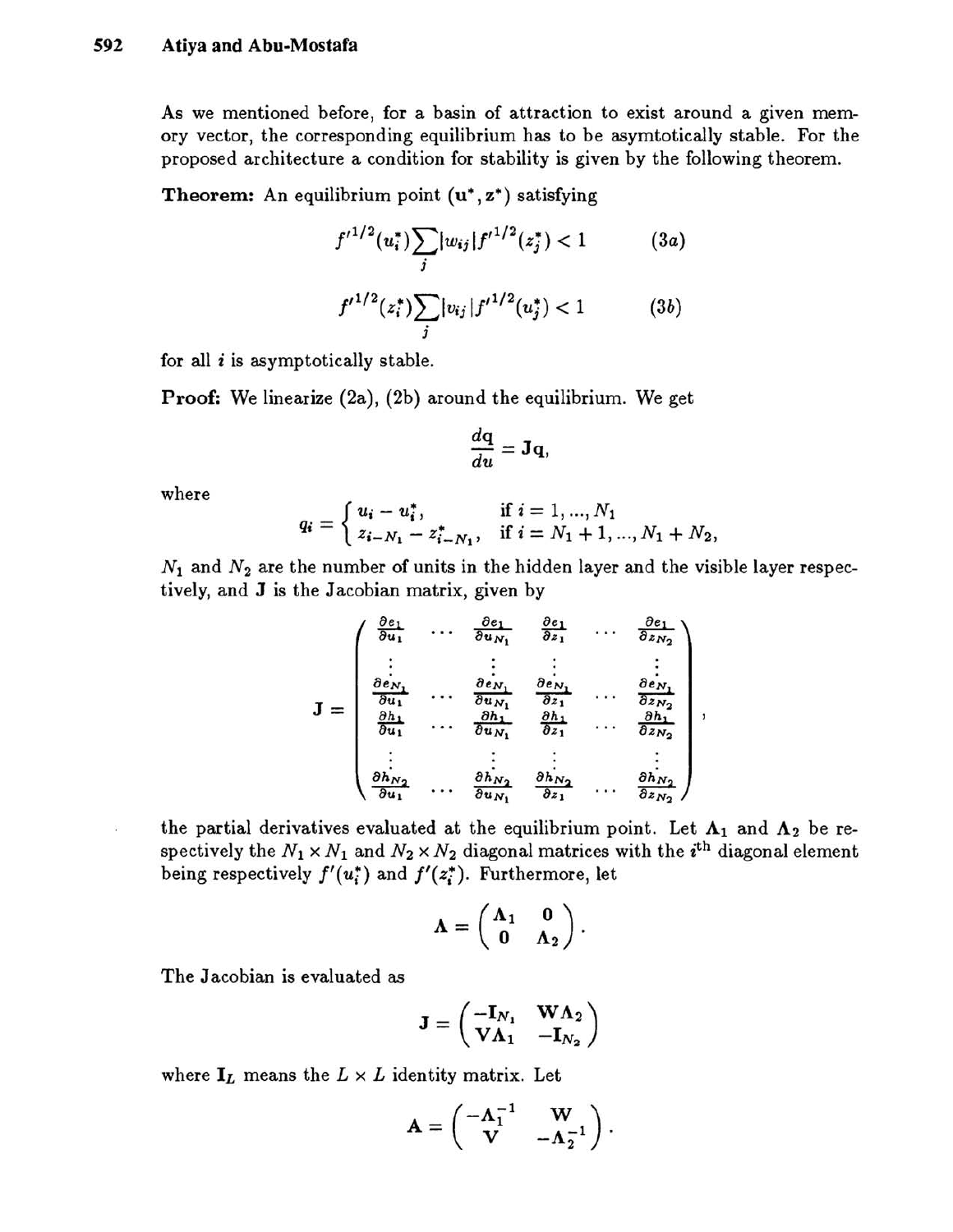As we mentioned before, for a basin of attraction to exist around a given memory vector, the corresponding equilibrium has to be asymtotically stable. For the proposed architecture a condition for stability is given by the following theorem.

**Theorem:** An equilibrium point $(\mathbf{u}^*, \mathbf{z}^*)$ satisfying

$$f'^{1/2}(u_i^*)\sum_j |w_{ij}| f'^{1/2}(z_j^*) < 1 \qquad (3a)$$

$$f'^{1/2}(z_i^*)\sum_j |v_{ij}| f'^{1/2}(u_j^*) < 1 \qquad (3b)$$

for all $i$ is asymptotically stable.

**Proof:** We linearize (2a), (2b) around the equilibrium. We get

$$\frac{d\mathbf{q}}{du} = \mathbf{J}\mathbf{q},$$

where

$$q_i = \begin{cases} u_i - u_i^*, & \text{if } i = 1, ..., N_1 \\ z_{i-N_1} - z_{i-N_1}^*, & \text{if } i = N_1 + 1, ..., N_1 + N_2, \end{cases}$$

$N_1$ and $N_2$ are the number of units in the hidden layer and the visible layer respectively, and $\mathbf{J}$ is the Jacobian matrix, given by

$$\mathbf{J} = \begin{pmatrix} \frac{\partial e_1}{\partial u_1} & \cdots & \frac{\partial e_1}{\partial u_{N_1}} & \frac{\partial e_1}{\partial z_1} & \cdots & \frac{\partial e_1}{\partial z_{N_2}} \\ \vdots & & \vdots & \vdots & & \vdots \\ \frac{\partial e_{N_1}}{\partial u_1} & \cdots & \frac{\partial e_{N_1}}{\partial u_{N_1}} & \frac{\partial e_{N_1}}{\partial z_1} & \cdots & \frac{\partial e_{N_1}}{\partial z_{N_2}} \\ \frac{\partial h_1}{\partial u_1} & \cdots & \frac{\partial h_1}{\partial u_{N_1}} & \frac{\partial h_1}{\partial z_1} & \cdots & \frac{\partial h_1}{\partial z_{N_2}} \\ \vdots & & \vdots & \vdots & & \vdots \\ \frac{\partial h_{N_2}}{\partial u_1} & \cdots & \frac{\partial h_{N_2}}{\partial u_{N_1}} & \frac{\partial h_{N_2}}{\partial z_1} & \cdots & \frac{\partial h_{N_2}}{\partial z_{N_2}} \end{pmatrix},$$

the partial derivatives evaluated at the equilibrium point. Let $\mathbf{\Lambda}_1$ and $\mathbf{\Lambda}_2$ be respectively the $N_1 \times N_1$ and $N_2 \times N_2$ diagonal matrices with the $i^{\text{th}}$ diagonal element being respectively $f'(u_i^*)$ and $f'(z_i^*)$. Furthermore, let

$$\mathbf{\Lambda} = \begin{pmatrix} \mathbf{\Lambda}_1 & \mathbf{0} \\ \mathbf{0} & \mathbf{\Lambda}_2 \end{pmatrix}.$$

The Jacobian is evaluated as

$$\mathbf{J} = \begin{pmatrix} -\mathbf{I}_{N_1} & \mathbf{W}\mathbf{\Lambda}_2 \\ \mathbf{V}\mathbf{\Lambda}_1 & -\mathbf{I}_{N_2} \end{pmatrix}$$

where $\mathbf{I}_L$ means the $L \times L$ identity matrix. Let

$$\mathbf{A} = \begin{pmatrix} -\mathbf{\Lambda}_1^{-1} & \mathbf{W} \\ \mathbf{V} & -\mathbf{\Lambda}_2^{-1} \end{pmatrix}.$$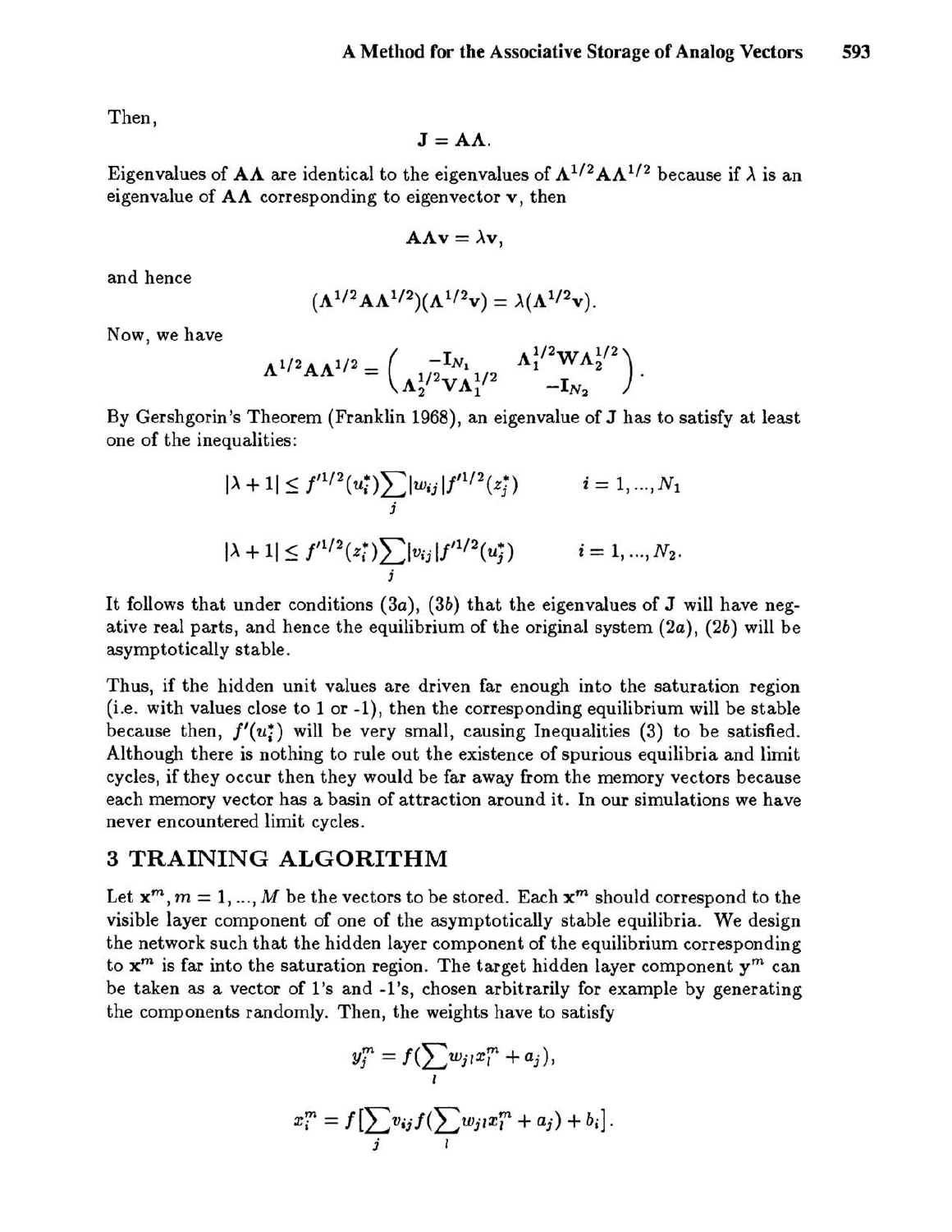Then,

$$\mathbf{J} = \mathbf{A}\mathbf{\Lambda}.$$

Eigenvalues of $\mathbf{A}\mathbf{\Lambda}$ are identical to the eigenvalues of $\mathbf{\Lambda}^{1/2}\mathbf{A}\mathbf{\Lambda}^{1/2}$ because if $\lambda$ is an eigenvalue of $\mathbf{A}\mathbf{\Lambda}$ corresponding to eigenvector $\mathbf{v}$, then

$$\mathbf{A}\mathbf{\Lambda}\mathbf{v} = \lambda\mathbf{v},$$

and hence

$$(\mathbf{\Lambda}^{1/2}\mathbf{A}\mathbf{\Lambda}^{1/2})(\mathbf{\Lambda}^{1/2}\mathbf{v}) = \lambda(\mathbf{\Lambda}^{1/2}\mathbf{v}).$$

Now, we have

$$\mathbf{\Lambda}^{1/2}\mathbf{A}\mathbf{\Lambda}^{1/2} = \begin{pmatrix} -\mathbf{I}_{N_1} & \mathbf{\Lambda}_1^{1/2}\mathbf{W}\mathbf{\Lambda}_2^{1/2} \\ \mathbf{\Lambda}_2^{1/2}\mathbf{V}\mathbf{\Lambda}_1^{1/2} & -\mathbf{I}_{N_2} \end{pmatrix}.$$

By Gershgorin's Theorem (Franklin 1968), an eigenvalue of J has to satisfy at least one of the inequalities:

$$|\lambda + 1| \leq f'^{1/2}(u_i^*)\sum_j |w_{ij}| f'^{1/2}(z_j^*) \qquad i = 1, ..., N_1$$

$$|\lambda + 1| \leq f'^{1/2}(z_i^*)\sum_j |v_{ij}| f'^{1/2}(u_j^*) \qquad i = 1, ..., N_2.$$

It follows that under conditions (3a), (3b) that the eigenvalues of J will have negative real parts, and hence the equilibrium of the original system (2a), (2b) will be asymptotically stable.

Thus, if the hidden unit values are driven far enough into the saturation region (i.e. with values close to 1 or -1), then the corresponding equilibrium will be stable because then, $f'(u_i^*)$ will be very small, causing Inequalities (3) to be satisfied. Although there is nothing to rule out the existence of spurious equilibria and limit cycles, if they occur then they would be far away from the memory vectors because each memory vector has a basin of attraction around it. In our simulations we have never encountered limit cycles.

## 3 TRAINING ALGORITHM

Let $\mathbf{x}^m, m = 1, ..., M$ be the vectors to be stored. Each $\mathbf{x}^m$ should correspond to the visible layer component of one of the asymptotically stable equilibria. We design the network such that the hidden layer component of the equilibrium corresponding to $\mathbf{x}^m$ is far into the saturation region. The target hidden layer component $\mathbf{y}^m$ can be taken as a vector of 1's and -1's, chosen arbitrarily for example by generating the components randomly. Then, the weights have to satisfy

$$y_j^m = f(\sum_l w_{jl}x_l^m + a_j),$$

$$x_i^m = f\big[\sum_j v_{ij} f(\sum_l w_{jl}x_l^m + a_j) + b_i\big].$$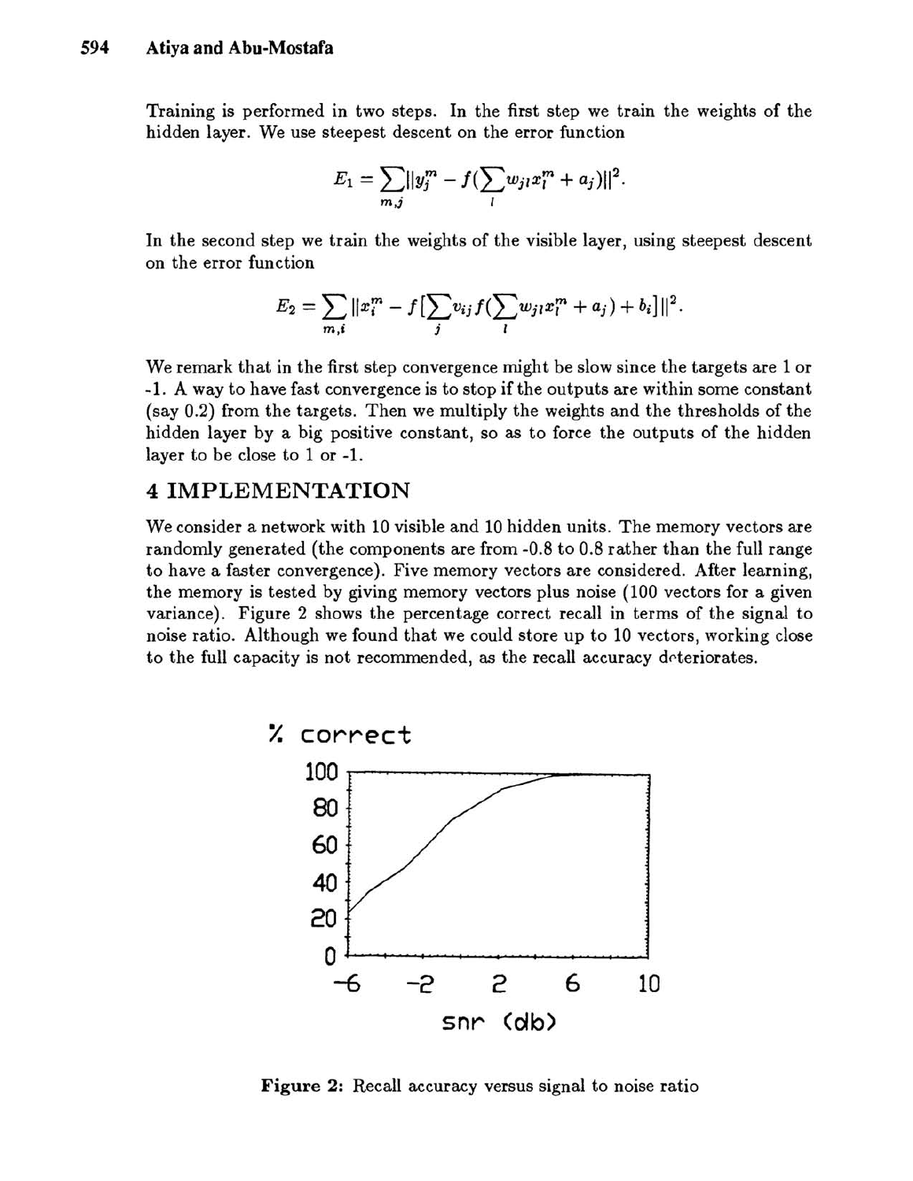Training is performed in two steps. In the first step we train the weights of the hidden layer. We use steepest descent on the error function

$$E_1 = \sum_{m,j} \|y_j^m - f(\sum_l w_{jl} x_l^m + a_j)\|^2.$$

In the second step we train the weights of the visible layer, using steepest descent on the error function

$$E_2 = \sum_{m,i} \|x_i^m - f[\sum_j v_{ij} f(\sum_l w_{jl} x_l^m + a_j) + b_i]\|^2.$$

We remark that in the first step convergence might be slow since the targets are 1 or -1. A way to have fast convergence is to stop if the outputs are within some constant (say 0.2) from the targets. Then we multiply the weights and the thresholds of the hidden layer by a big positive constant, so as to force the outputs of the hidden layer to be close to 1 or -1.

## 4 IMPLEMENTATION

We consider a network with 10 visible and 10 hidden units. The memory vectors are randomly generated (the components are from -0.8 to 0.8 rather than the full range to have a faster convergence). Five memory vectors are considered. After learning, the memory is tested by giving memory vectors plus noise (100 vectors for a given variance). Figure 2 shows the percentage correct recall in terms of the signal to noise ratio. Although we found that we could store up to 10 vectors, working close to the full capacity is not recommended, as the recall accuracy deteriorates.

**Figure 2:** Recall accuracy versus signal to noise ratio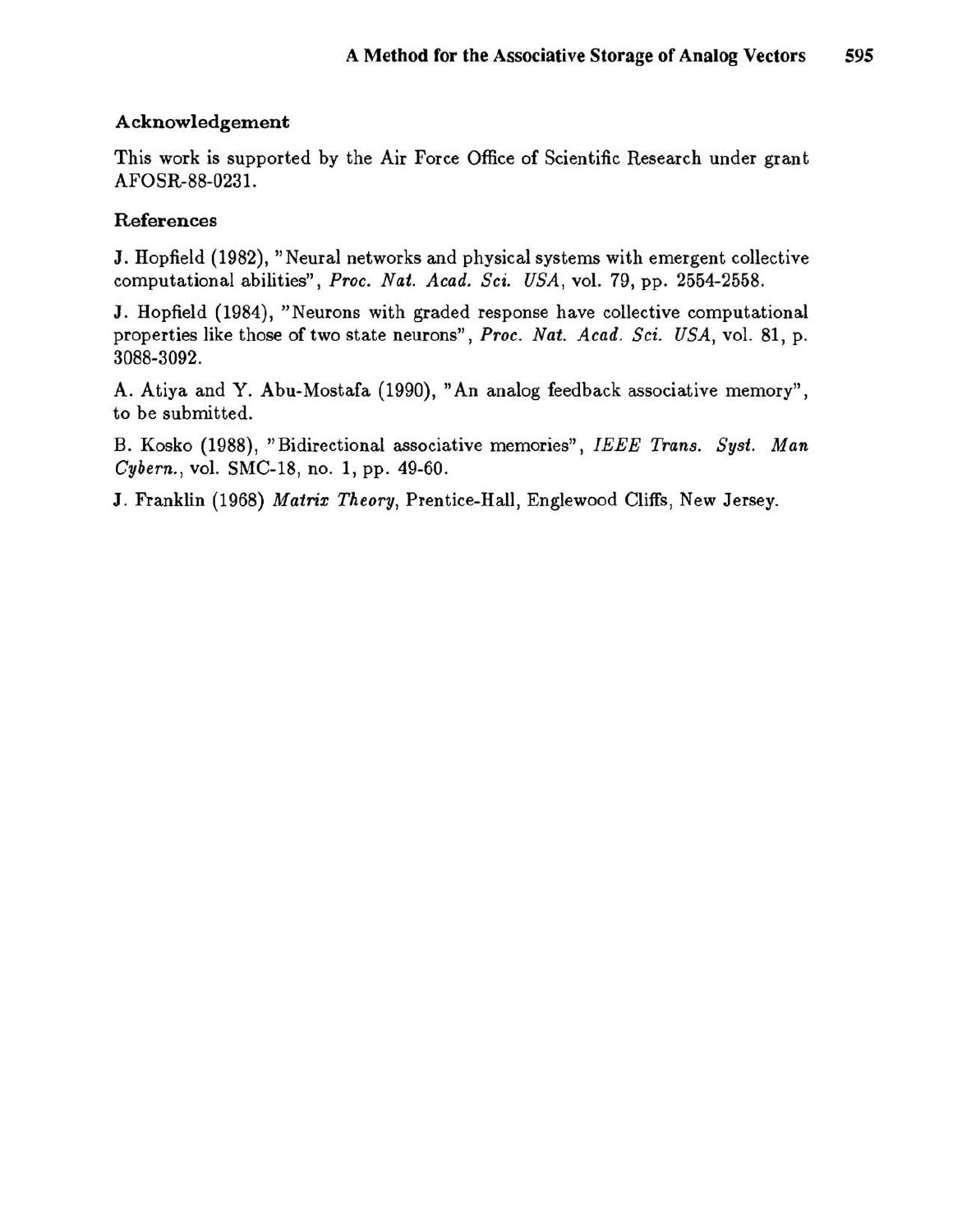## Acknowledgement

This work is supported by the Air Force Office of Scientific Research under grant AFOSR-88-0231.

## References

J. Hopfield (1982), "Neural networks and physical systems with emergent collective computational abilities", *Proc. Nat. Acad. Sci. USA*, vol. 79, pp. 2554-2558.

J. Hopfield (1984), "Neurons with graded response have collective computational properties like those of two state neurons", *Proc. Nat. Acad. Sci. USA*, vol. 81, p. 3088-3092.

A. Atiya and Y. Abu-Mostafa (1990), "An analog feedback associative memory", to be submitted.

B. Kosko (1988), "Bidirectional associative memories", *IEEE Trans. Syst. Man Cybern.*, vol. SMC-18, no. 1, pp. 49-60.

J. Franklin (1968) *Matrix Theory*, Prentice-Hall, Englewood Cliffs, New Jersey.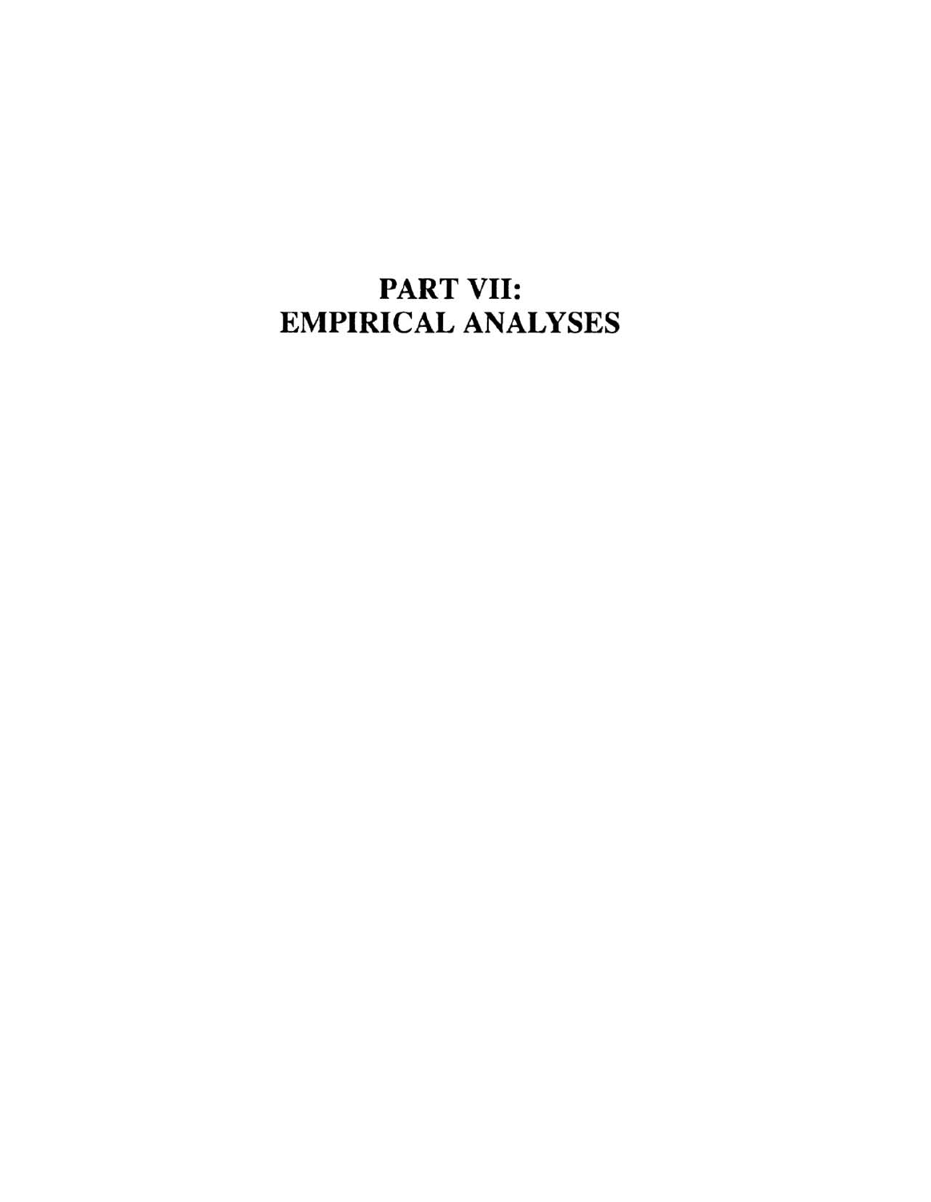# PART VII: EMPIRICAL ANALYSES